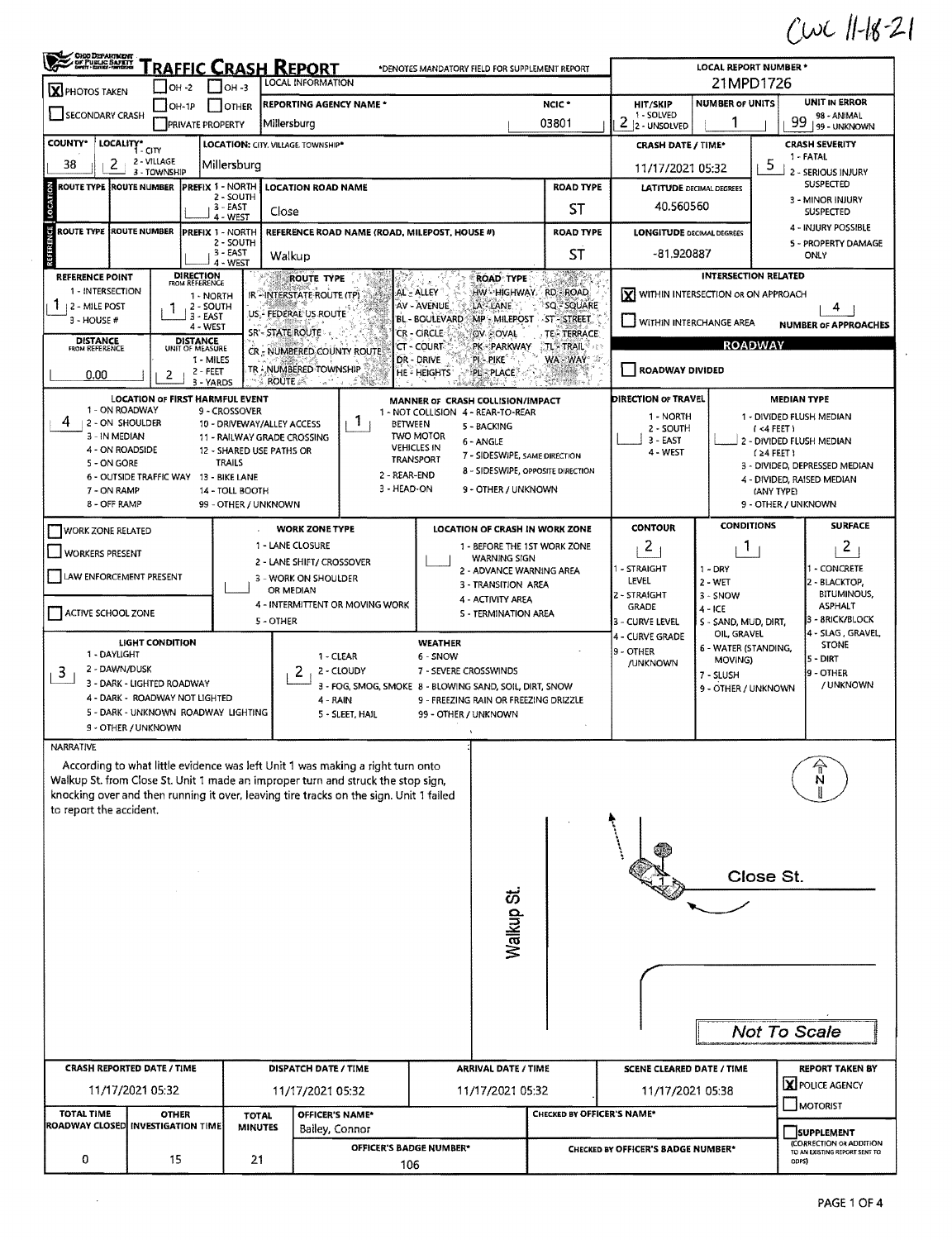CWC 11-18-21

# Ohio Department of Public Safety — Traffic Crash Report

*DENOTES MANDATORY FIELD FOR SUPPLEMENT REPORT

| Field | Value |
|---|---|
| LOCAL REPORT NUMBER * | 21MPD1726 |
| PHOTOS TAKEN | X |
| REPORTING AGENCY NAME * | Millersburg |
| NCIC * | 03801 |
| HIT/SKIP (1 - SOLVED, 2 - UNSOLVED) | 2 |
| NUMBER OF UNITS | 1 |
| UNIT IN ERROR (98 - ANIMAL, 99 - UNKNOWN) | 99 |
| COUNTY* | 38 |
| LOCALITY* (1 - CITY, 2 - VILLAGE, 3 - TOWNSHIP) | 2 |
| LOCATION: CITY, VILLAGE, TOWNSHIP* | Millersburg |
| CRASH DATE / TIME* | 11/17/2021 05:32 |
| CRASH SEVERITY (1 - FATAL, 2 - SERIOUS INJURY SUSPECTED, 3 - MINOR INJURY SUSPECTED, 4 - INJURY POSSIBLE, 5 - PROPERTY DAMAGE ONLY) | 5 |

## Location

| ROUTE TYPE | ROUTE NUMBER | PREFIX | LOCATION ROAD NAME | ROAD TYPE |
|---|---|---|---|---|
| | | | Close | ST |

| ROUTE TYPE | ROUTE NUMBER | PREFIX | REFERENCE ROAD NAME (ROAD, MILEPOST, HOUSE #) | ROAD TYPE |
|---|---|---|---|---|
| | | | Walkup | ST |

- LATITUDE DECIMAL DEGREES: 40.560560
- LONGITUDE DECIMAL DEGREES: -81.920887
- REFERENCE POINT (1 - INTERSECTION, 2 - MILE POST, 3 - HOUSE #): 1
- DIRECTION FROM REFERENCE (1 - NORTH, 2 - SOUTH, 3 - EAST, 4 - WEST): 1
- DISTANCE FROM REFERENCE: 0.00
- DISTANCE UNIT OF MEASURE (1 - MILES, 2 - FEET, 3 - YARDS): 2

## Intersection Related

- X WITHIN INTERSECTION OR ON APPROACH
- WITHIN INTERCHANGE AREA
- NUMBER OF APPROACHES: 4

## Roadway

- ROADWAY DIVIDED: (not checked)
- LOCATION OF FIRST HARMFUL EVENT: 4 (ON ROADSIDE)
- MANNER OF CRASH COLLISION/IMPACT: 1 (NOT COLLISION BETWEEN TWO MOTOR VEHICLES IN TRANSPORT)
- DIRECTION OF TRAVEL:
- MEDIAN TYPE:

## Work Zone

- WORK ZONE RELATED: (not checked)
- WORKERS PRESENT: (not checked)
- LAW ENFORCEMENT PRESENT: (not checked)
- ACTIVE SCHOOL ZONE: (not checked)

## Conditions

| CONTOUR | CONDITIONS | SURFACE |
|---|---|---|
| 2 (STRAIGHT GRADE) | 1 (DRY) | 2 (BLACKTOP, BITUMINOUS, ASPHALT) |

- LIGHT CONDITION: 3 (DARK - LIGHTED ROADWAY)
- WEATHER: 2 (CLOUDY)

## Narrative

According to what little evidence was left Unit 1 was making a right turn onto Walkup St. from Close St. Unit 1 made an improper turn and struck the stop sign, knocking over and then running it over, leaving tire tracks on the sign. Unit 1 failed to report the accident.

Diagram labels: Walkup St. — Close St. — N — Not To Scale

## Report Times

| CRASH REPORTED DATE / TIME | DISPATCH DATE / TIME | ARRIVAL DATE / TIME | SCENE CLEARED DATE / TIME | REPORT TAKEN BY |
|---|---|---|---|---|
| 11/17/2021 05:32 | 11/17/2021 05:32 | 11/17/2021 05:32 | 11/17/2021 05:38 | X POLICE AGENCY |

| TOTAL TIME ROADWAY CLOSED | OTHER INVESTIGATION TIME | TOTAL MINUTES | OFFICER'S NAME* | CHECKED BY OFFICER'S NAME* |
|---|---|---|---|---|
| 0 | 15 | 21 | Bailey, Connor | |

- OFFICER'S BADGE NUMBER*: 106
- CHECKED BY OFFICER'S BADGE NUMBER*:
- SUPPLEMENT (CORRECTION OR ADDITION TO AN EXISTING REPORT SENT TO ODPS): (not checked)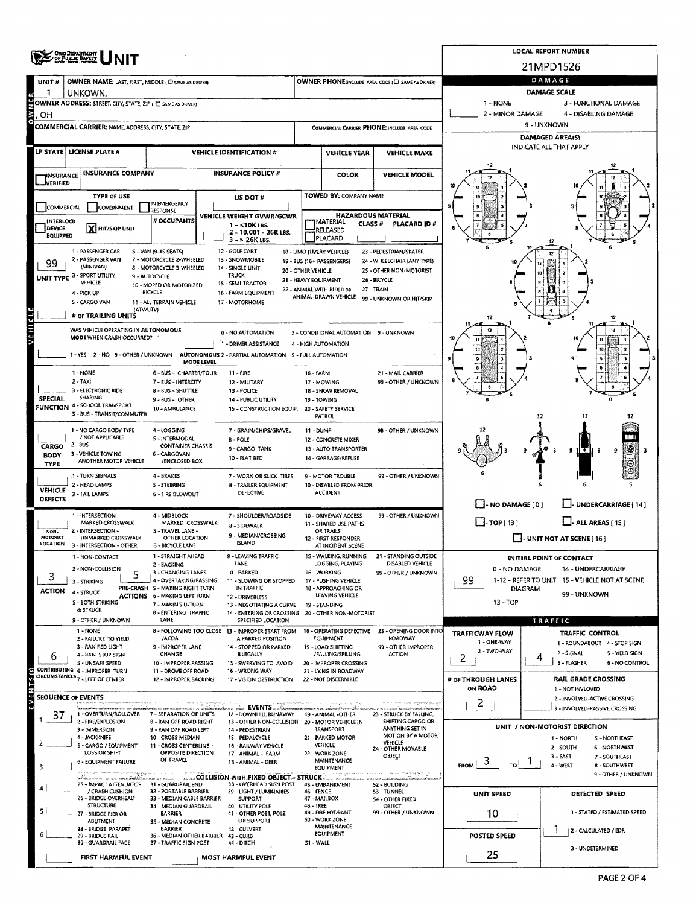# UNIT

**LOCAL REPORT NUMBER:** 21MPD1526

**UNIT #:** 1

**OWNER NAME: LAST, FIRST, MIDDLE** ( ☐ SAME AS DRIVER): UNKOWN,

**OWNER PHONE** (INCLUDE AREA CODE) ( ☐ SAME AS DRIVER):

**OWNER ADDRESS: STREET, CITY, STATE, ZIP** ( ☐ SAME AS DRIVER): , OH

**COMMERCIAL CARRIER: NAME, ADDRESS, CITY, STATE, ZIP**

**COMMERCIAL CARRIER PHONE:** INCLUDE AREA CODE

| LP STATE | LICENSE PLATE # | VEHICLE IDENTIFICATION # | VEHICLE YEAR | VEHICLE MAKE |
|---|---|---|---|---|
| | | | | |

| INSURANCE VERIFIED | INSURANCE COMPANY | INSURANCE POLICY # | COLOR | VEHICLE MODEL |
|---|---|---|---|---|
| ☐ | | | | |

**TYPE OF USE:** ☐ COMMERCIAL ☐ GOVERNMENT ☐ IN EMERGENCY RESPONSE

**US DOT #**

**TOWED BY:** COMPANY NAME

☐ INTERLOCK DEVICE EQUIPPED — ☒ HIT/SKIP UNIT — # OCCUPANTS

**VEHICLE WEIGHT GVWR/GCWR:** 1 - ≤10K LBS. 2 - 10.001 - 26K LBS. 3 - > 26K LBS.

**HAZARDOUS MATERIAL:** ☐ MATERIAL RELEASED ☐ PLACARD — CLASS # — PLACARD ID #

**UNIT TYPE:** 99

1 - PASSENGER CAR, 2 - PASSENGER VAN (MINIVAN), 3 - SPORT UTILITY VEHICLE, 4 - PICK UP, 5 - CARGO VAN, 6 - VAN (9-15 SEATS), 7 - MOTORCYCLE 2-WHEELED, 8 - MOTORCYCLE 3-WHEELED, 9 - AUTOCYCLE, 10 - MOPED OR MOTORIZED BICYCLE, 11 - ALL TERRAIN VEHICLE (ATV/UTV), 12 - GOLF CART, 13 - SNOWMOBILE, 14 - SINGLE UNIT TRUCK, 15 - SEMI-TRACTOR, 16 - FARM EQUIPMENT, 17 - MOTORHOME, 18 - LIMO (LIVERY VEHICLE), 19 - BUS (16+ PASSENGERS), 20 - OTHER VEHICLE, 21 - HEAVY EQUIPMENT, 22 - ANIMAL WITH RIDER OR ANIMAL-DRAWN VEHICLE, 23 - PEDESTRIAN/SKATER, 24 - WHEELCHAIR (ANY TYPE), 25 - OTHER NON-MOTORIST, 26 - BICYCLE, 27 - TRAIN, 99 - UNKNOWN OR HIT/SKIP

**# OF TRAILING UNITS:**

**WAS VEHICLE OPERATING IN AUTONOMOUS MODE WHEN CRASH OCCURRED?** 1 - YES 2 - NO 9 - OTHER / UNKNOWN

**AUTONOMOUS MODE LEVEL:** 0 - NO AUTOMATION, 1 - DRIVER ASSISTANCE, 2 - PARTIAL AUTOMATION, 3 - CONDITIONAL AUTOMATION, 4 - HIGH AUTOMATION, 5 - FULL AUTOMATION, 9 - UNKNOWN

**SPECIAL FUNCTION:** 1 - NONE, 2 - TAXI, 3 - ELECTRONIC RIDE SHARING, 4 - SCHOOL TRANSPORT, 5 - BUS - TRANSIT/COMMUTER, 6 - BUS - CHARTER/TOUR, 7 - BUS - INTERCITY, 8 - BUS - SHUTTLE, 9 - BUS - OTHER, 10 - AMBULANCE, 11 - FIRE, 12 - MILITARY, 13 - POLICE, 14 - PUBLIC UTILITY, 15 - CONSTRUCTION EQUIP., 16 - FARM, 17 - MOWING, 18 - SNOW REMOVAL, 19 - TOWING, 20 - SAFETY SERVICE PATROL, 21 - MAIL CARRIER, 99 - OTHER / UNKNOWN

**CARGO BODY TYPE:** 1 - NO CARGO BODY TYPE / NOT APPLICABLE, 2 - BUS, 3 - VEHICLE TOWING ANOTHER MOTOR VEHICLE, 4 - LOGGING, 5 - INTERMODAL CONTAINER CHASSIS, 6 - CARGOVAN /ENCLOSED BOX, 7 - GRAIN/CHIPS/GRAVEL, 8 - POLE, 9 - CARGO TANK, 10 - FLAT BED, 11 - DUMP, 12 - CONCRETE MIXER, 13 - AUTO TRANSPORTER, 14 - GARBAGE/REFUSE, 99 - OTHER / UNKNOWN

**VEHICLE DEFECTS:** 1 - TURN SIGNALS, 2 - HEAD LAMPS, 3 - TAIL LAMPS, 4 - BRAKES, 5 - STEERING, 6 - TIRE BLOWOUT, 7 - WORN OR SLICK TIRES, 8 - TRAILER EQUIPMENT DEFECTIVE, 9 - MOTOR TROUBLE, 10 - DISABLED FROM PRIOR ACCIDENT, 99 - OTHER / UNKNOWN

**NON-MOTORIST LOCATION:** 1 - INTERSECTION - MARKED CROSSWALK, 2 - INTERSECTION - UNMARKED CROSSWALK, 3 - INTERSECTION - OTHER, 4 - MIDBLOCK - MARKED CROSSWALK, 5 - TRAVEL LANE - OTHER LOCATION, 6 - BICYCLE LANE, 7 - SHOULDER/ROADSIDE, 8 - SIDEWALK, 9 - MEDIAN/CROSSING ISLAND, 10 - DRIVEWAY ACCESS, 11 - SHARED USE PATHS OR TRAILS, 12 - FIRST RESPONDER AT INCIDENT SCENE, 99 - OTHER / UNKNOWN

**ACTION:** 3 — 1 - NON-CONTACT, 2 - NON-COLLISION, 3 - STRIKING, 4 - STRUCK, 5 - BOTH STRIKING & STRUCK, 9 - OTHER / UNKNOWN

**PRE-CRASH ACTIONS:** 5 — 1 - STRAIGHT AHEAD, 2 - BACKING, 3 - CHANGING LANES, 4 - OVERTAKING/PASSING, 5 - MAKING RIGHT TURN, 6 - MAKING LEFT TURN, 7 - MAKING U-TURN, 8 - ENTERING TRAFFIC LANE, 9 - LEAVING TRAFFIC LANE, 10 - PARKED, 11 - SLOWING OR STOPPED IN TRAFFIC, 12 - DRIVERLESS, 13 - NEGOTIATING A CURVE, 14 - ENTERING OR CROSSING SPECIFIED LOCATION, 15 - WALKING, RUNNING, JOGGING, PLAYING, 16 - WORKING, 17 - PUSHING VEHICLE, 18 - APPROACHING OR LEAVING VEHICLE, 19 - STANDING, 20 - OTHER NON-MOTORIST, 21 - STANDING OUTSIDE DISABLED VEHICLE, 99 - OTHER / UNKNOWN

**CONTRIBUTING CIRCUMSTANCES:** 6 — 1 - NONE, 2 - FAILURE TO YIELD /ACDA, 3 - RAN RED LIGHT, 4 - RAN STOP SIGN, 5 - UNSAFE SPEED, 6 - IMPROPER TURN, 7 - LEFT OF CENTER, 8 - FOLLOWING TOO CLOSE /ACDA, 9 - IMPROPER LANE CHANGE, 10 - IMPROPER PASSING, 11 - DROVE OFF ROAD, 12 - IMPROPER BACKING, 13 - IMPROPER START FROM A PARKED POSITION, 14 - STOPPED OR PARKED ILLEGALLY, 15 - SWERVING TO AVOID, 16 - WRONG WAY, 17 - VISION OBSTRUCTION, 18 - OPERATING DEFECTIVE EQUIPMENT, 19 - LOAD SHIFTING /FALLING/SPILLING, 20 - IMPROPER CROSSING, 21 - LYING IN ROADWAY, 22 - NOT DISCERNIBLE, 23 - OPENING DOOR INTO ROADWAY, 99 - OTHER IMPROPER ACTION

## SEQUENCE OF EVENTS

| # | Event |
|---|---|
| 1 | 37 |
| 2 | |
| 3 | |
| 4 | |
| 5 | |
| 6 | |

**EVENTS:** 1 - OVERTURN/ROLLOVER, 2 - FIRE/EXPLOSION, 3 - IMMERSION, 4 - JACKKNIFE, 5 - CARGO / EQUIPMENT LOSS OR SHIFT, 6 - EQUIPMENT FAILURE, 7 - SEPARATION OF UNITS, 8 - RAN OFF ROAD RIGHT, 9 - RAN OFF ROAD LEFT, 10 - CROSS MEDIAN, 11 - CROSS CENTERLINE - OPPOSITE DIRECTION OF TRAVEL, 12 - DOWNHILL RUNAWAY, 13 - OTHER NON-COLLISION, 14 - PEDESTRIAN, 15 - PEDALCYCLE, 16 - RAILWAY VEHICLE, 17 - ANIMAL - FARM, 18 - ANIMAL - DEER, 19 - ANIMAL -OTHER, 20 - MOTOR VEHICLE IN TRANSPORT, 21 - PARKED MOTOR VEHICLE, 22 - WORK ZONE MAINTENANCE EQUIPMENT, 23 - STRUCK BY FALLING, SHIFTING CARGO OR ANYTHING SET IN MOTION BY A MOTOR VEHICLE, 24 - OTHER MOVABLE OBJECT

**COLLISION WITH FIXED OBJECT - STRUCK:** 25 - IMPACT ATTENUATOR / CRASH CUSHION, 26 - BRIDGE OVERHEAD STRUCTURE, 27 - BRIDGE PIER OR ABUTMENT, 28 - BRIDGE PARAPET, 29 - BRIDGE RAIL, 30 - GUARDRAIL FACE, 31 - GUARDRAIL END, 32 - PORTABLE BARRIER, 33 - MEDIAN CABLE BARRIER, 34 - MEDIAN GUARDRAIL BARRIER, 35 - MEDIAN CONCRETE BARRIER, 36 - MEDIAN OTHER BARRIER, 37 - TRAFFIC SIGN POST, 38 - OVERHEAD SIGN POST, 39 - LIGHT / LUMINARIES SUPPORT, 40 - UTILITY POLE, 41 - OTHER POST, POLE OR SUPPORT, 42 - CULVERT, 43 - CURB, 44 - DITCH, 45 - EMBANKMENT, 46 - FENCE, 47 - MAILBOX, 48 - TREE, 49 - FIRE HYDRANT, 50 - WORK ZONE MAINTENANCE EQUIPMENT, 51 - WALL, 52 - BUILDING, 53 - TUNNEL, 54 - OTHER FIXED OBJECT, 99 - OTHER / UNKNOWN

**FIRST HARMFUL EVENT:** — **MOST HARMFUL EVENT:**

## DAMAGE

**DAMAGE SCALE:** 1 - NONE, 2 - MINOR DAMAGE, 3 - FUNCTIONAL DAMAGE, 4 - DISABLING DAMAGE, 9 - UNKNOWN

**DAMAGED AREA(S)** — INDICATE ALL THAT APPLY

☐ - NO DAMAGE [ 0 ] ☐ - UNDERCARRIAGE [ 14 ] ☐ - TOP [ 13 ] ☐ - ALL AREAS [ 15 ] ☐ - UNIT NOT AT SCENE [ 16 ]

**INITIAL POINT OF CONTACT:** 99 — 0 - NO DAMAGE, 1-12 - REFER TO UNIT DIAGRAM, 13 - TOP, 14 - UNDERCARRIAGE, 15 - VEHICLE NOT AT SCENE, 99 - UNKNOWN

## TRAFFIC

**TRAFFICWAY FLOW:** 2 — 1 - ONE-WAY, 2 - TWO-WAY

**TRAFFIC CONTROL:** 4 — 1 - ROUNDABOUT, 2 - SIGNAL, 3 - FLASHER, 4 - STOP SIGN, 5 - YIELD SIGN, 6 - NO CONTROL

**# OF THROUGH LANES ON ROAD:** 2

**RAIL GRADE CROSSING:** 1 - NOT INVOLVED, 2 - INVOLVED-ACTIVE CROSSING, 3 - INVOLVED-PASSIVE CROSSING

**UNIT / NON-MOTORIST DIRECTION:** FROM 3 TO 1 — 1 - NORTH, 2 - SOUTH, 3 - EAST, 4 - WEST, 5 - NORTHEAST, 6 - NORTHWEST, 7 - SOUTHEAST, 8 - SOUTHWEST, 9 - OTHER / UNKNOWN

**UNIT SPEED:** 10

**POSTED SPEED:** 25

**DETECTED SPEED:** 1 — 1 - STATED / ESTIMATED SPEED, 2 - CALCULATED / EDR, 3 - UNDETERMINED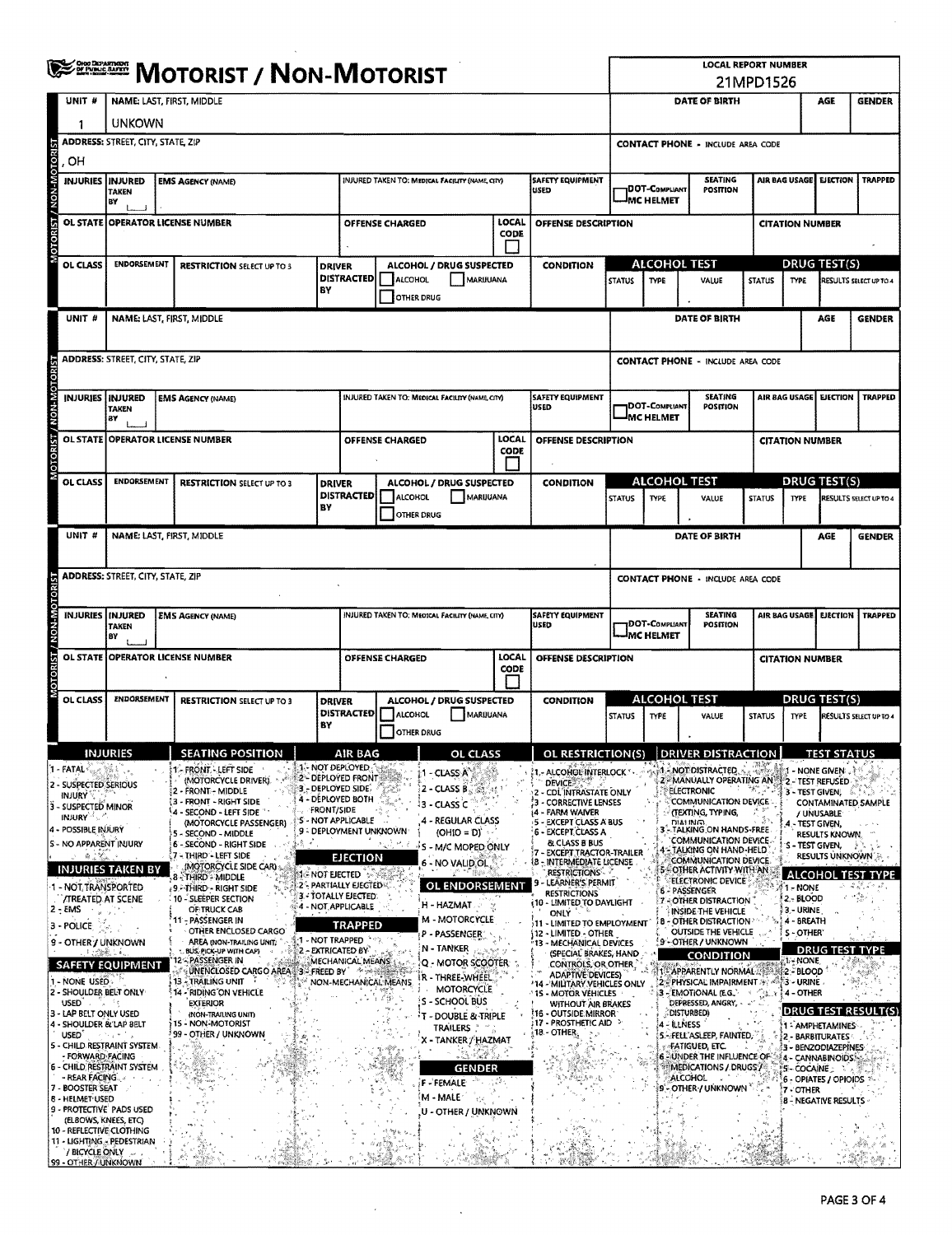# MOTORIST / NON-MOTORIST

**LOCAL REPORT NUMBER:** 21MPD1526

## MOTORIST / NON-MOTORIST

| UNIT # | NAME: LAST, FIRST, MIDDLE | DATE OF BIRTH | AGE | GENDER |
|---|---|---|---|---|
| 1 | UNKOWN | | | |

| ADDRESS: STREET, CITY, STATE, ZIP | CONTACT PHONE - INCLUDE AREA CODE |
|---|---|
| , OH | |

| INJURIES | INJURED TAKEN BY | EMS AGENCY (NAME) | INJURED TAKEN TO: MEDICAL FACILITY (NAME, CITY) | SAFETY EQUIPMENT USED | DOT-COMPLIANT MC HELMET | SEATING POSITION | AIR BAG USAGE | EJECTION | TRAPPED |
|---|---|---|---|---|---|---|---|---|---|
| | | | | | | | | | |

| OL STATE | OPERATOR LICENSE NUMBER | OFFENSE CHARGED | LOCAL CODE | OFFENSE DESCRIPTION | CITATION NUMBER |
|---|---|---|---|---|---|
| | | | | | |

| OL CLASS | ENDORSEMENT | RESTRICTION SELECT UP TO 3 | DRIVER DISTRACTED BY | ALCOHOL / DRUG SUSPECTED | CONDITION | ALCOHOL TEST STATUS | TYPE | VALUE | DRUG TEST(S) STATUS | TYPE | RESULTS SELECT UP TO 4 |
|---|---|---|---|---|---|---|---|---|---|---|---|
| | | | | ☐ ALCOHOL ☐ MARIJUANA ☐ OTHER DRUG | | | | | | | |

## MOTORIST / NON-MOTORIST

| UNIT # | NAME: LAST, FIRST, MIDDLE | DATE OF BIRTH | AGE | GENDER |
|---|---|---|---|---|
| | | | | |

| ADDRESS: STREET, CITY, STATE, ZIP | CONTACT PHONE - INCLUDE AREA CODE |
|---|---|
| | |

| INJURIES | INJURED TAKEN BY | EMS AGENCY (NAME) | INJURED TAKEN TO: MEDICAL FACILITY (NAME, CITY) | SAFETY EQUIPMENT USED | DOT-COMPLIANT MC HELMET | SEATING POSITION | AIR BAG USAGE | EJECTION | TRAPPED |
|---|---|---|---|---|---|---|---|---|---|
| | | | | | | | | | |

| OL STATE | OPERATOR LICENSE NUMBER | OFFENSE CHARGED | LOCAL CODE | OFFENSE DESCRIPTION | CITATION NUMBER |
|---|---|---|---|---|---|
| | | | | | |

| OL CLASS | ENDORSEMENT | RESTRICTION SELECT UP TO 3 | DRIVER DISTRACTED BY | ALCOHOL / DRUG SUSPECTED | CONDITION | ALCOHOL TEST STATUS | TYPE | VALUE | DRUG TEST(S) STATUS | TYPE | RESULTS SELECT UP TO 4 |
|---|---|---|---|---|---|---|---|---|---|---|---|
| | | | | ☐ ALCOHOL ☐ MARIJUANA ☐ OTHER DRUG | | | | | | | |

## MOTORIST / NON-MOTORIST

| UNIT # | NAME: LAST, FIRST, MIDDLE | DATE OF BIRTH | AGE | GENDER |
|---|---|---|---|---|
| | | | | |

| ADDRESS: STREET, CITY, STATE, ZIP | CONTACT PHONE - INCLUDE AREA CODE |
|---|---|
| | |

| INJURIES | INJURED TAKEN BY | EMS AGENCY (NAME) | INJURED TAKEN TO: MEDICAL FACILITY (NAME, CITY) | SAFETY EQUIPMENT USED | DOT-COMPLIANT MC HELMET | SEATING POSITION | AIR BAG USAGE | EJECTION | TRAPPED |
|---|---|---|---|---|---|---|---|---|---|
| | | | | | | | | | |

| OL STATE | OPERATOR LICENSE NUMBER | OFFENSE CHARGED | LOCAL CODE | OFFENSE DESCRIPTION | CITATION NUMBER |
|---|---|---|---|---|---|
| | | | | | |

| OL CLASS | ENDORSEMENT | RESTRICTION SELECT UP TO 3 | DRIVER DISTRACTED BY | ALCOHOL / DRUG SUSPECTED | CONDITION | ALCOHOL TEST STATUS | TYPE | VALUE | DRUG TEST(S) STATUS | TYPE | RESULTS SELECT UP TO 4 |
|---|---|---|---|---|---|---|---|---|---|---|---|
| | | | | ☐ ALCOHOL ☐ MARIJUANA ☐ OTHER DRUG | | | | | | | |

## CODES

**INJURIES**
1 - FATAL
2 - SUSPECTED SERIOUS INJURY
3 - SUSPECTED MINOR INJURY
4 - POSSIBLE INJURY
5 - NO APPARENT INJURY

**INJURIES TAKEN BY**
1 - NOT TRANSPORTED /TREATED AT SCENE
2 - EMS
3 - POLICE
9 - OTHER / UNKNOWN

**SAFETY EQUIPMENT**
1 - NONE USED
2 - SHOULDER BELT ONLY USED
3 - LAP BELT ONLY USED
4 - SHOULDER & LAP BELT USED
5 - CHILD RESTRAINT SYSTEM - FORWARD FACING
6 - CHILD RESTRAINT SYSTEM - REAR FACING
7 - BOOSTER SEAT
8 - HELMET USED
9 - PROTECTIVE PADS USED (ELBOWS, KNEES, ETC)
10 - REFLECTIVE CLOTHING
11 - LIGHTING - PEDESTRIAN / BICYCLE ONLY
99 - OTHER / UNKNOWN

**SEATING POSITION**
1 - FRONT - LEFT SIDE (MOTORCYCLE DRIVER)
2 - FRONT - MIDDLE
3 - FRONT - RIGHT SIDE
4 - SECOND - LEFT SIDE (MOTORCYCLE PASSENGER)
5 - SECOND - MIDDLE
6 - SECOND - RIGHT SIDE
7 - THIRD - LEFT SIDE (MOTORCYCLE SIDE CAR)
8 - THIRD - MIDDLE
9 - THIRD - RIGHT SIDE
10 - SLEEPER SECTION OF TRUCK CAB
11 - PASSENGER IN OTHER ENCLOSED CARGO AREA (NON-TRAILING UNIT, BUS, PICK-UP WITH CAP)
12 - PASSENGER IN UNENCLOSED CARGO AREA
13 - TRAILING UNIT
14 - RIDING ON VEHICLE EXTERIOR (NON-TRAILING UNIT)
15 - NON-MOTORIST
99 - OTHER / UNKNOWN

**AIR BAG**
1 - NOT DEPLOYED
2 - DEPLOYED FRONT
3 - DEPLOYED SIDE
4 - DEPLOYED BOTH FRONT/SIDE
5 - NOT APPLICABLE
9 - DEPLOYMENT UNKNOWN

**EJECTION**
1 - NOT EJECTED
2 - PARTIALLY EJECTED
3 - TOTALLY EJECTED
4 - NOT APPLICABLE

**TRAPPED**
1 - NOT TRAPPED
2 - EXTRICATED BY MECHANICAL MEANS
3 - FREED BY NON-MECHANICAL MEANS

**OL CLASS**
1 - CLASS A
2 - CLASS B
3 - CLASS C
4 - REGULAR CLASS (OHIO = D)
5 - M/C MOPED ONLY
6 - NO VALID OL

**OL ENDORSEMENT**
H - HAZMAT
M - MOTORCYCLE
P - PASSENGER
N - TANKER
Q - MOTOR SCOOTER
R - THREE-WHEEL MOTORCYCLE
S - SCHOOL BUS
T - DOUBLE & TRIPLE TRAILERS
X - TANKER / HAZMAT

**GENDER**
F - FEMALE
M - MALE
U - OTHER / UNKNOWN

**OL RESTRICTION(S)**
1 - ALCOHOL INTERLOCK DEVICE
2 - CDL INTRASTATE ONLY
3 - CORRECTIVE LENSES
4 - FARM WAIVER
5 - EXCEPT CLASS A BUS
6 - EXCEPT CLASS A & CLASS B BUS
7 - EXCEPT TRACTOR-TRAILER
8 - INTERMEDIATE LICENSE RESTRICTIONS
9 - LEARNER'S PERMIT RESTRICTIONS
10 - LIMITED TO DAYLIGHT ONLY
11 - LIMITED TO EMPLOYMENT
12 - LIMITED - OTHER
13 - MECHANICAL DEVICES (SPECIAL BRAKES, HAND CONTROLS, OR OTHER ADAPTIVE DEVICES)
14 - MILITARY VEHICLES ONLY
15 - MOTOR VEHICLES WITHOUT AIR BRAKES
16 - OUTSIDE MIRROR
17 - PROSTHETIC AID
18 - OTHER

**DRIVER DISTRACTION**
1 - NOT DISTRACTED
2 - MANUALLY OPERATING AN ELECTRONIC COMMUNICATION DEVICE (TEXTING, TYPING, DIALING)
3 - TALKING ON HANDS-FREE COMMUNICATION DEVICE
4 - TALKING ON HAND-HELD COMMUNICATION DEVICE
5 - OTHER ACTIVITY WITH AN ELECTRONIC DEVICE
6 - PASSENGER
7 - OTHER DISTRACTION INSIDE THE VEHICLE
8 - OTHER DISTRACTION OUTSIDE THE VEHICLE
9 - OTHER / UNKNOWN

**CONDITION**
1 - APPARENTLY NORMAL
2 - PHYSICAL IMPAIRMENT
3 - EMOTIONAL (E.G., DEPRESSED, ANGRY, DISTURBED)
4 - ILLNESS
5 - FELL ASLEEP, FAINTED, FATIGUED, ETC.
6 - UNDER THE INFLUENCE OF MEDICATIONS / DRUGS / ALCOHOL
9 - OTHER / UNKNOWN

**TEST STATUS**
1 - NONE GIVEN
2 - TEST REFUSED
3 - TEST GIVEN, CONTAMINATED SAMPLE / UNUSABLE
4 - TEST GIVEN, RESULTS KNOWN
5 - TEST GIVEN, RESULTS UNKNOWN

**ALCOHOL TEST TYPE**
1 - NONE
2 - BLOOD
3 - URINE
4 - BREATH
5 - OTHER

**DRUG TEST TYPE**
1 - NONE
2 - BLOOD
3 - URINE
4 - OTHER

**DRUG TEST RESULT(S)**
1 - AMPHETAMINES
2 - BARBITURATES
3 - BENZODIAZEPINES
4 - CANNABINOIDS
5 - COCAINE
6 - OPIATES / OPIOIDS
7 - OTHER
8 - NEGATIVE RESULTS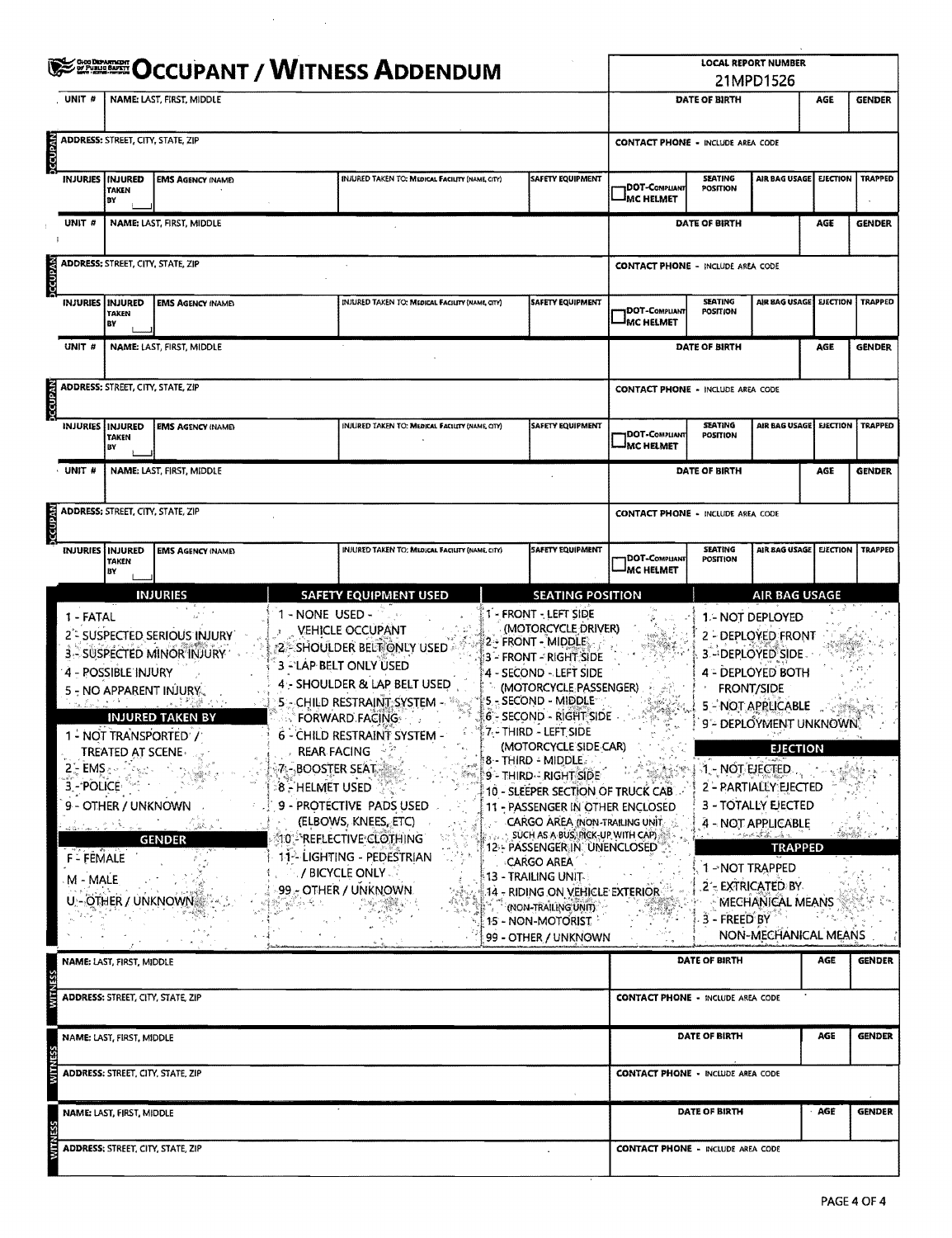# OCCUPANT / WITNESS ADDENDUM

**LOCAL REPORT NUMBER:** 21MPD1526

## OCCUPANT

| UNIT # | NAME: LAST, FIRST, MIDDLE | DATE OF BIRTH | AGE | GENDER |
|---|---|---|---|---|
| | | | | |

| ADDRESS: STREET, CITY, STATE, ZIP | CONTACT PHONE - INCLUDE AREA CODE |
|---|---|
| | |

| INJURIES | INJURED TAKEN BY | EMS AGENCY (NAME) | INJURED TAKEN TO: MEDICAL FACILITY (NAME, CITY) | SAFETY EQUIPMENT | DOT-COMPLIANT MC HELMET | SEATING POSITION | AIR BAG USAGE | EJECTION | TRAPPED |
|---|---|---|---|---|---|---|---|---|---|
| | | | | | | | | | |

## OCCUPANT

| UNIT # | NAME: LAST, FIRST, MIDDLE | DATE OF BIRTH | AGE | GENDER |
|---|---|---|---|---|
| | | | | |

| ADDRESS: STREET, CITY, STATE, ZIP | CONTACT PHONE - INCLUDE AREA CODE |
|---|---|
| | |

| INJURIES | INJURED TAKEN BY | EMS AGENCY (NAME) | INJURED TAKEN TO: MEDICAL FACILITY (NAME, CITY) | SAFETY EQUIPMENT | DOT-COMPLIANT MC HELMET | SEATING POSITION | AIR BAG USAGE | EJECTION | TRAPPED |
|---|---|---|---|---|---|---|---|---|---|
| | | | | | | | | | |

## OCCUPANT

| UNIT # | NAME: LAST, FIRST, MIDDLE | DATE OF BIRTH | AGE | GENDER |
|---|---|---|---|---|
| | | | | |

| ADDRESS: STREET, CITY, STATE, ZIP | CONTACT PHONE - INCLUDE AREA CODE |
|---|---|
| | |

| INJURIES | INJURED TAKEN BY | EMS AGENCY (NAME) | INJURED TAKEN TO: MEDICAL FACILITY (NAME, CITY) | SAFETY EQUIPMENT | DOT-COMPLIANT MC HELMET | SEATING POSITION | AIR BAG USAGE | EJECTION | TRAPPED |
|---|---|---|---|---|---|---|---|---|---|
| | | | | | | | | | |

## OCCUPANT

| UNIT # | NAME: LAST, FIRST, MIDDLE | DATE OF BIRTH | AGE | GENDER |
|---|---|---|---|---|
| | | | | |

| ADDRESS: STREET, CITY, STATE, ZIP | CONTACT PHONE - INCLUDE AREA CODE |
|---|---|
| | |

| INJURIES | INJURED TAKEN BY | EMS AGENCY (NAME) | INJURED TAKEN TO: MEDICAL FACILITY (NAME, CITY) | SAFETY EQUIPMENT | DOT-COMPLIANT MC HELMET | SEATING POSITION | AIR BAG USAGE | EJECTION | TRAPPED |
|---|---|---|---|---|---|---|---|---|---|
| | | | | | | | | | |

### INJURIES
1 - FATAL
2 - SUSPECTED SERIOUS INJURY
3 - SUSPECTED MINOR INJURY
4 - POSSIBLE INJURY
5 - NO APPARENT INJURY

### INJURED TAKEN BY
1 - NOT TRANSPORTED / TREATED AT SCENE
2 - EMS
3 - POLICE
9 - OTHER / UNKNOWN

### GENDER
F - FEMALE
M - MALE
U - OTHER / UNKNOWN

### SAFETY EQUIPMENT USED
1 - NONE USED - VEHICLE OCCUPANT
2 - SHOULDER BELT ONLY USED
3 - LAP BELT ONLY USED
4 - SHOULDER & LAP BELT USED
5 - CHILD RESTRAINT SYSTEM - FORWARD FACING
6 - CHILD RESTRAINT SYSTEM - REAR FACING
7 - BOOSTER SEAT
8 - HELMET USED
9 - PROTECTIVE PADS USED (ELBOWS, KNEES, ETC)
10 - REFLECTIVE CLOTHING
11 - LIGHTING - PEDESTRIAN / BICYCLE ONLY
99 - OTHER / UNKNOWN

### SEATING POSITION
1 - FRONT - LEFT SIDE (MOTORCYCLE DRIVER)
2 - FRONT - MIDDLE
3 - FRONT - RIGHT SIDE
4 - SECOND - LEFT SIDE (MOTORCYCLE PASSENGER)
5 - SECOND - MIDDLE
6 - SECOND - RIGHT SIDE
7 - THIRD - LEFT SIDE (MOTORCYCLE SIDE CAR)
8 - THIRD - MIDDLE
9 - THIRD - RIGHT SIDE
10 - SLEEPER SECTION OF TRUCK CAB
11 - PASSENGER IN OTHER ENCLOSED CARGO AREA (NON-TRAILING UNIT SUCH AS A BUS, PICK-UP WITH CAP)
12 - PASSENGER IN UNENCLOSED CARGO AREA
13 - TRAILING UNIT
14 - RIDING ON VEHICLE EXTERIOR (NON-TRAILING UNIT)
15 - NON-MOTORIST
99 - OTHER / UNKNOWN

### AIR BAG USAGE
1 - NOT DEPLOYED
2 - DEPLOYED FRONT
3 - DEPLOYED SIDE
4 - DEPLOYED BOTH FRONT/SIDE
5 - NOT APPLICABLE
9 - DEPLOYMENT UNKNOWN

### EJECTION
1 - NOT EJECTED
2 - PARTIALLY EJECTED
3 - TOTALLY EJECTED
4 - NOT APPLICABLE

### TRAPPED
1 - NOT TRAPPED
2 - EXTRICATED BY MECHANICAL MEANS
3 - FREED BY NON-MECHANICAL MEANS

## WITNESS

| NAME: LAST, FIRST, MIDDLE | DATE OF BIRTH | AGE | GENDER |
|---|---|---|---|
| | | | |

| ADDRESS: STREET, CITY, STATE, ZIP | CONTACT PHONE - INCLUDE AREA CODE |
|---|---|
| | |

## WITNESS

| NAME: LAST, FIRST, MIDDLE | DATE OF BIRTH | AGE | GENDER |
|---|---|---|---|
| | | | |

| ADDRESS: STREET, CITY, STATE, ZIP | CONTACT PHONE - INCLUDE AREA CODE |
|---|---|
| | |

## WITNESS

| NAME: LAST, FIRST, MIDDLE | DATE OF BIRTH | AGE | GENDER |
|---|---|---|---|
| | | | |

| ADDRESS: STREET, CITY, STATE, ZIP | CONTACT PHONE - INCLUDE AREA CODE |
|---|---|
| | |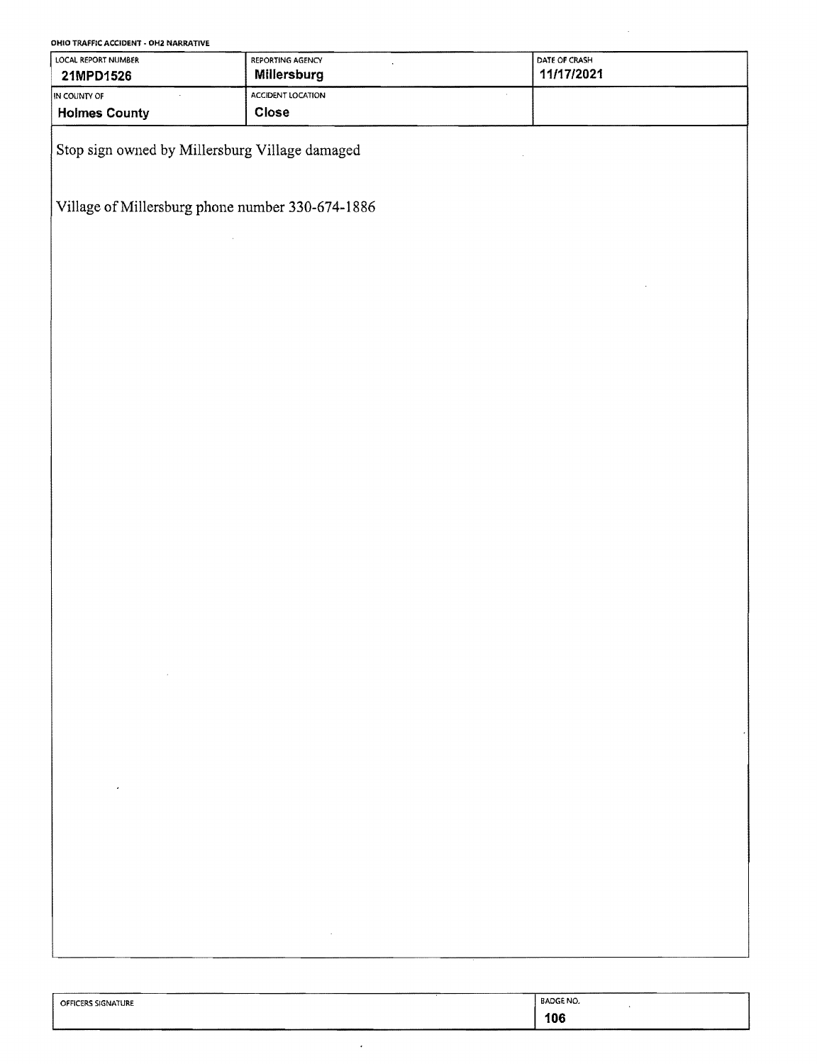**OHIO TRAFFIC ACCIDENT - OH2 NARRATIVE**

| LOCAL REPORT NUMBER | REPORTING AGENCY | DATE OF CRASH |
| --- | --- | --- |
| 21MPD1526 | Millersburg | 11/17/2021 |
| IN COUNTY OF | ACCIDENT LOCATION | |
| Holmes County | Close | |

Stop sign owned by Millersburg Village damaged

Village of Millersburg phone number 330-674-1886

| OFFICERS SIGNATURE | BADGE NO. |
| --- | --- |
| | 106 |